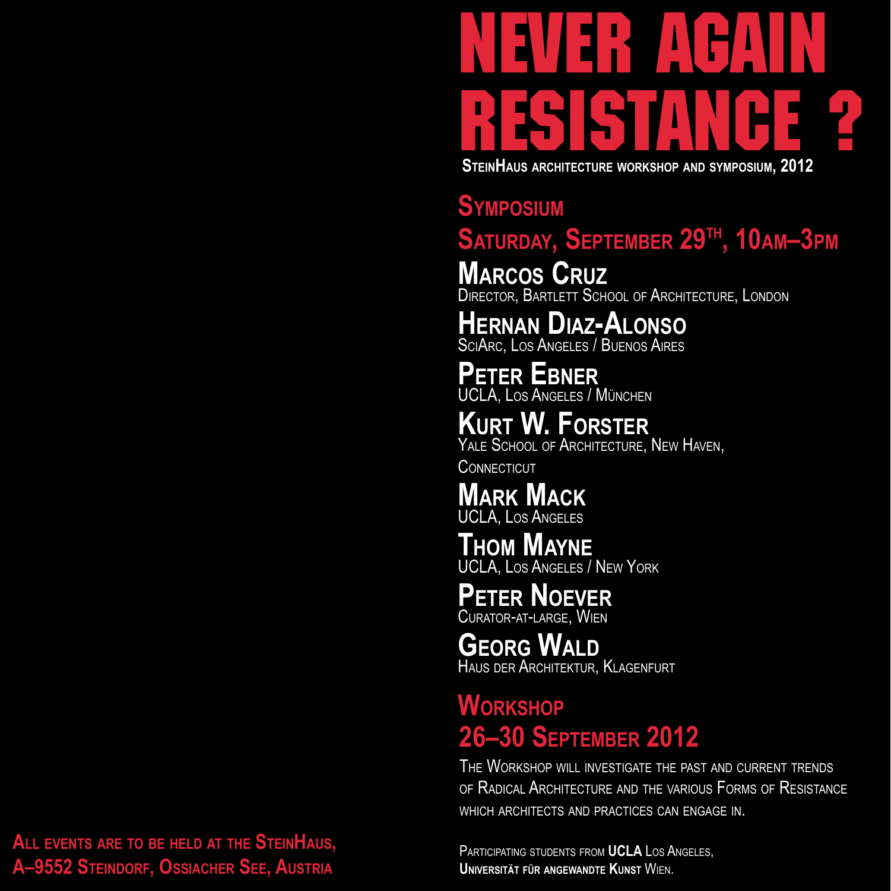# NEVER AGAIN RESISTANCE ?

**SteinHaus architecture workshop and symposium, 2012**

## Symposium

## Saturday, September 29th, 10am–3pm

**Marcos Cruz**
Director, Bartlett School of Architecture, London

**Hernan Diaz-Alonso**
SciArc, Los Angeles / Buenos Aires

**Peter Ebner**
UCLA, Los Angeles / München

**Kurt W. Forster**
Yale School of Architecture, New Haven, Connecticut

**Mark Mack**
UCLA, Los Angeles

**Thom Mayne**
UCLA, Los Angeles / New York

**Peter Noever**
Curator-at-large, Wien

**Georg Wald**
Haus der Architektur, Klagenfurt

## Workshop

## 26–30 September 2012

The Workshop will investigate the past and current trends of Radical Architecture and the various Forms of Resistance which architects and practices can engage in.

Participating students from **UCLA** Los Angeles, **Universität für angewandte Kunst** Wien.

**All events are to be held at the SteinHaus, A–9552 Steindorf, Ossiacher See, Austria**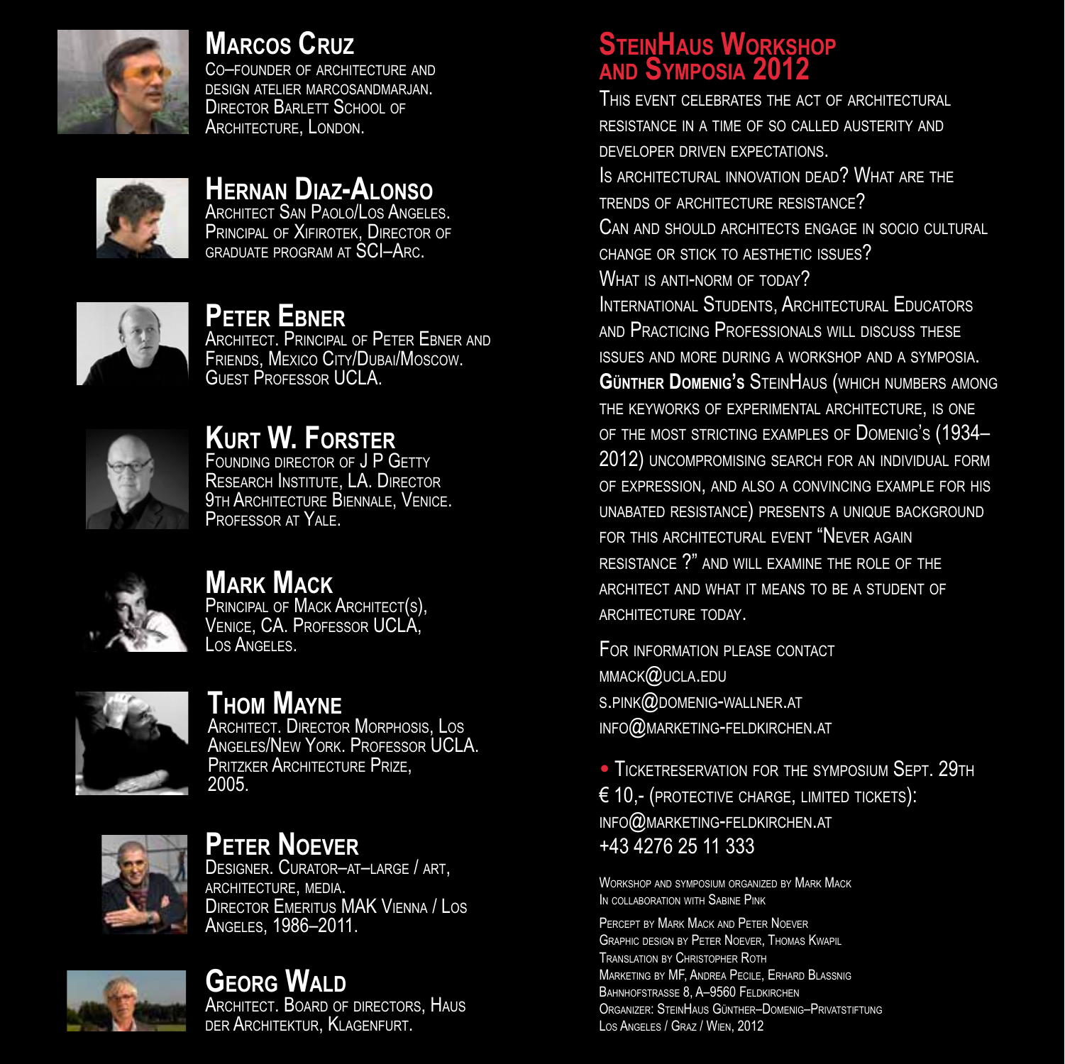## Marcos Cruz

Co–founder of architecture and design atelier marcosandmarjan. Director Barlett School of Architecture, London.

## Hernan Diaz-Alonso

Architect San Paolo/Los Angeles. Principal of Xifirotek, Director of graduate program at SCI–Arc.

## Peter Ebner

Architect. Principal of Peter Ebner and Friends, Mexico City/Dubai/Moscow. Guest Professor UCLA.

## Kurt W. Forster

Founding director of J P Getty Research Institute, LA. Director 9th Architecture Biennale, Venice. Professor at Yale.

## Mark Mack

Principal of Mack Architect(s), Venice, CA. Professor UCLA, Los Angeles.

## Thom Mayne

Architect. Director Morphosis, Los Angeles/New York. Professor UCLA. Pritzker Architecture Prize, 2005.

## Peter Noever

Designer. Curator–at–large / art, architecture, media. Director Emeritus MAK Vienna / Los Angeles, 1986–2011.

## Georg Wald

Architect. Board of directors, Haus der Architektur, Klagenfurt.

# SteinHaus Workshop and Symposia 2012

This event celebrates the act of architectural resistance in a time of so called austerity and developer driven expectations.

Is architectural innovation dead? What are the trends of architecture resistance?

Can and should architects engage in socio cultural change or stick to aesthetic issues?

What is anti-norm of today?

International Students, Architectural Educators and Practicing Professionals will discuss these issues and more during a workshop and a symposia. **Günther Domenig's** SteinHaus (which numbers among the keyworks of experimental architecture, is one of the most stricting examples of Domenig's (1934–2012) uncompromising search for an individual form of expression, and also a convincing example for his unabated resistance) presents a unique background for this architectural event "Never again resistance ?" and will examine the role of the architect and what it means to be a student of architecture today.

For information please contact
mmack@ucla.edu
s.pink@domenig-wallner.at
info@marketing-feldkirchen.at

- Ticketreservation for the symposium Sept. 29th € 10,- (protective charge, limited tickets):
info@marketing-feldkirchen.at
+43 4276 25 11 333

Workshop and symposium organized by Mark Mack
In collaboration with Sabine Pink

Percept by Mark Mack and Peter Noever
Graphic design by Peter Noever, Thomas Kwapil
Translation by Christopher Roth
Marketing by MF, Andrea Pecile, Erhard Blassnig
Bahnhofstrasse 8, A–9560 Feldkirchen
Organizer: SteinHaus Günther–Domenig–Privatstiftung
Los Angeles / Graz / Wien, 2012